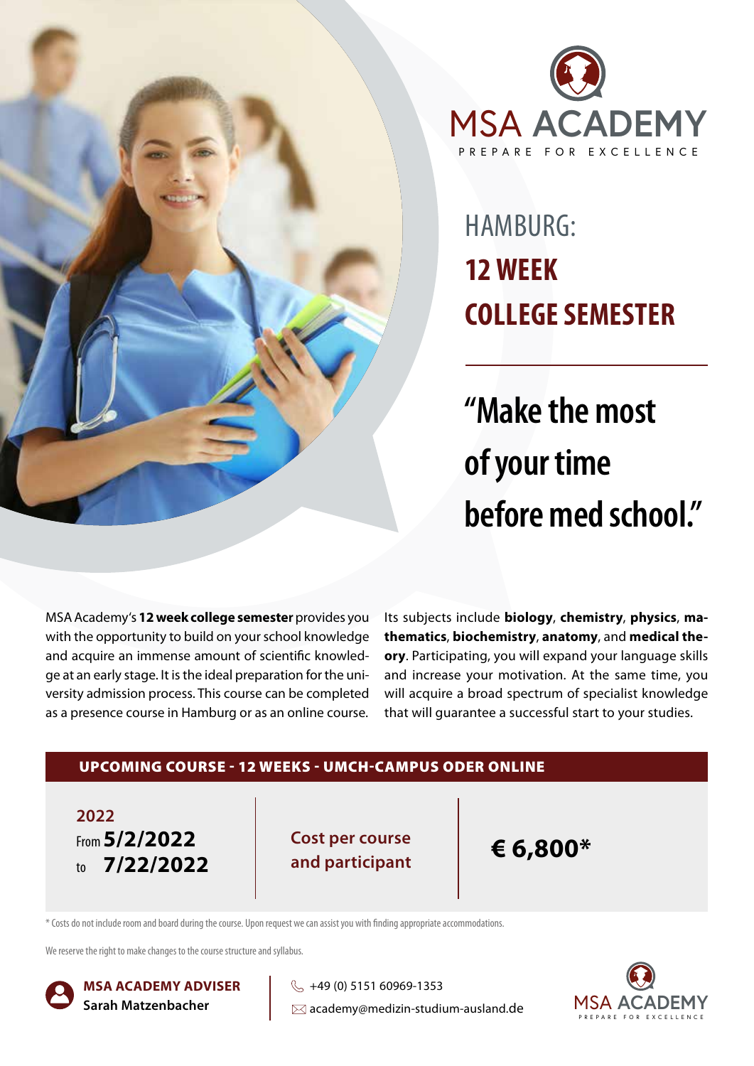MSA ACADEMY

PREPARE FOR EXCELLENCE

# HAMBURG: **12 WEEK COLLEGE SEMESTER**

## "Make the most of your time before med school."

MSA Academy's **12 week college semester** provides you with the opportunity to build on your school knowledge and acquire an immense amount of scientific knowledge at an early stage. It is the ideal preparation for the university admission process. This course can be completed as a presence course in Hamburg or as an online course.

Its subjects include **biology**, **chemistry**, **physics**, **mathematics**, **biochemistry**, **anatomy**, and **medical theory**. Participating, you will expand your language skills and increase your motivation. At the same time, you will acquire a broad spectrum of specialist knowledge that will guarantee a successful start to your studies.

### UPCOMING COURSE - 12 WEEKS - UMCH-CAMPUS ODER ONLINE

| 2022 | Cost per course and participant | € 6,800* |
|---|---|---|
| From **5/2/2022** to **7/22/2022** | | |

\* Costs do not include room and board during the course. Upon request we can assist you with finding appropriate accommodations.

We reserve the right to make changes to the course structure and syllabus.

**MSA ACADEMY ADVISER**
**Sarah Matzenbacher**

+49 (0) 5151 60969-1353
academy@medizin-studium-ausland.de

MSA ACADEMY
PREPARE FOR EXCELLENCE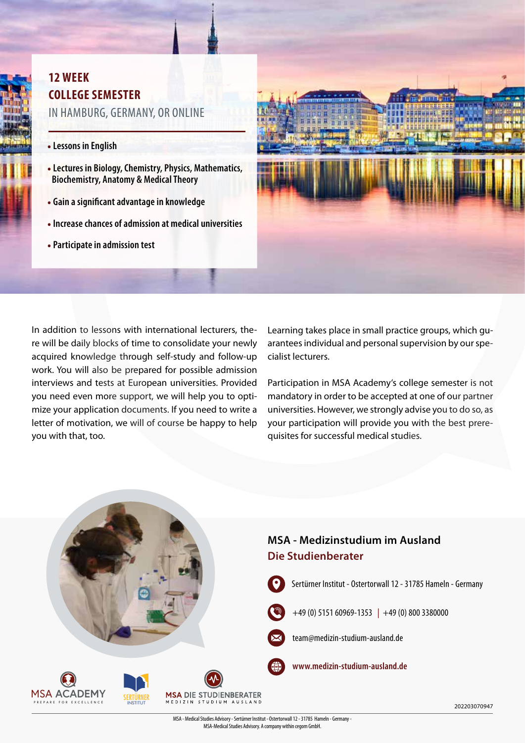## 12 WEEK COLLEGE SEMESTER

IN HAMBURG, GERMANY, OR ONLINE

- **Lessons in English**
- **Lectures in Biology, Chemistry, Physics, Mathematics, Biochemistry, Anatomy & Medical Theory**
- **Gain a significant advantage in knowledge**
- **Increase chances of admission at medical universities**
- **Participate in admission test**

In addition to lessons with international lecturers, there will be daily blocks of time to consolidate your newly acquired knowledge through self-study and follow-up work. You will also be prepared for possible admission interviews and tests at European universities. Provided you need even more support, we will help you to optimize your application documents. If you need to write a letter of motivation, we will of course be happy to help you with that, too.

Learning takes place in small practice groups, which guarantees individual and personal supervision by our specialist lecturers.

Participation in MSA Academy's college semester is not mandatory in order to be accepted at one of our partner universities. However, we strongly advise you to do so, as your participation will provide you with the best prerequisites for successful medical studies.

### MSA - Medizinstudium im Ausland
### Die Studienberater

Sertürner Institut - Ostertorwall 12 - 31785 Hameln - Germany

+49 (0) 5151 60969-1353 | +49 (0) 800 3380000

team@medizin-studium-ausland.de

**www.medizin-studium-ausland.de**

MSA ACADEMY
PREPARE FOR EXCELLENCE

SERTÜRNER INSTITUT

MSA DIE STUDIENBERATER
MEDIZIN STUDIUM AUSLAND

202203070947

MSA - Medical Studies Advisory - Sertürner Institut - Ostertorwall 12 - 31785 Hameln - Germany -
MSA-Medical Studies Advisory. A company within cegom GmbH.